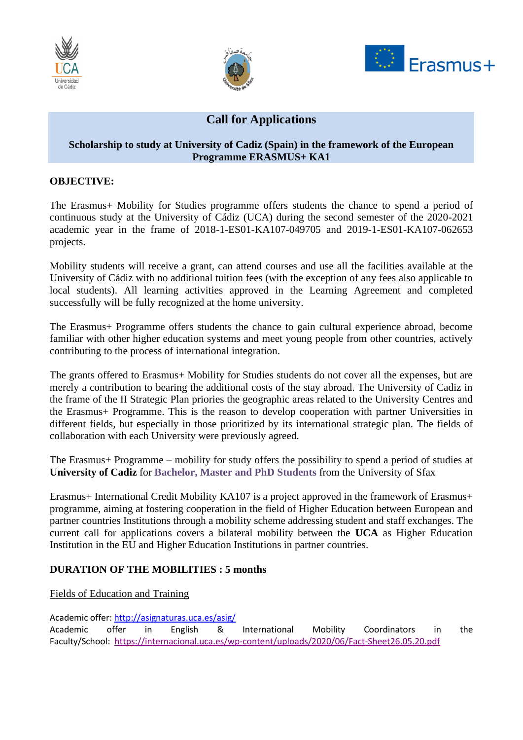# Call for Applications

## Scholarship to study at University of Cadiz (Spain) in the framework of the European Programme ERASMUS+ KA1

**OBJECTIVE:**

The Erasmus+ Mobility for Studies programme offers students the chance to spend a period of continuous study at the University of Cádiz (UCA) during the second semester of the 2020-2021 academic year in the frame of 2018-1-ES01-KA107-049705 and 2019-1-ES01-KA107-062653 projects.

Mobility students will receive a grant, can attend courses and use all the facilities available at the University of Cádiz with no additional tuition fees (with the exception of any fees also applicable to local students). All learning activities approved in the Learning Agreement and completed successfully will be fully recognized at the home university.

The Erasmus+ Programme offers students the chance to gain cultural experience abroad, become familiar with other higher education systems and meet young people from other countries, actively contributing to the process of international integration.

The grants offered to Erasmus+ Mobility for Studies students do not cover all the expenses, but are merely a contribution to bearing the additional costs of the stay abroad. The University of Cadiz in the frame of the II Strategic Plan priories the geographic areas related to the University Centres and the Erasmus+ Programme. This is the reason to develop cooperation with partner Universities in different fields, but especially in those prioritized by its international strategic plan. The fields of collaboration with each University were previously agreed.

The Erasmus+ Programme – mobility for study offers the possibility to spend a period of studies at **University of Cadiz** for **Bachelor, Master and PhD Students** from the University of Sfax

Erasmus+ International Credit Mobility KA107 is a project approved in the framework of Erasmus+ programme, aiming at fostering cooperation in the field of Higher Education between European and partner countries Institutions through a mobility scheme addressing student and staff exchanges. The current call for applications covers a bilateral mobility between the **UCA** as Higher Education Institution in the EU and Higher Education Institutions in partner countries.

**DURATION OF THE MOBILITIES : 5 months**

Fields of Education and Training

Academic offer: http://asignaturas.uca.es/asig/
Academic offer in English & International Mobility Coordinators in the Faculty/School: https://internacional.uca.es/wp-content/uploads/2020/06/Fact-Sheet26.05.20.pdf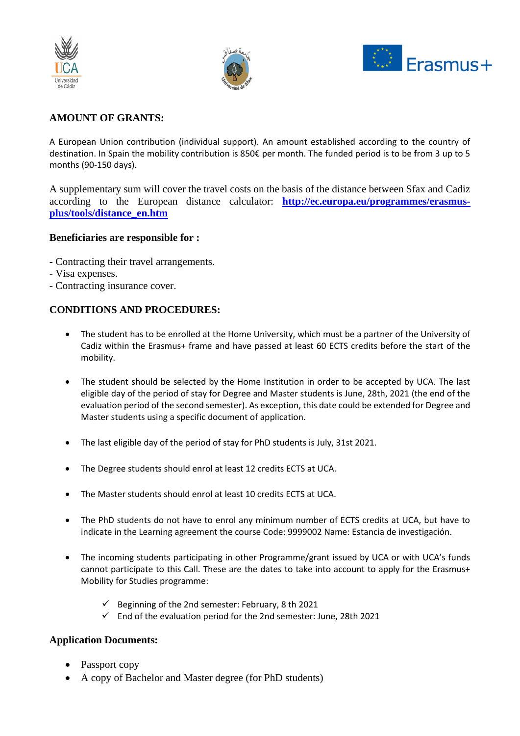## AMOUNT OF GRANTS:

A European Union contribution (individual support). An amount established according to the country of destination. In Spain the mobility contribution is 850€ per month. The funded period is to be from 3 up to 5 months (90-150 days).

A supplementary sum will cover the travel costs on the basis of the distance between Sfax and Cadiz according to the European distance calculator: **[http://ec.europa.eu/programmes/erasmus-plus/tools/distance_en.htm](http://ec.europa.eu/programmes/erasmus-plus/tools/distance_en.htm)**

### Beneficiaries are responsible for :

- Contracting their travel arrangements.
- Visa expenses.
- Contracting insurance cover.

## CONDITIONS AND PROCEDURES:

- The student has to be enrolled at the Home University, which must be a partner of the University of Cadiz within the Erasmus+ frame and have passed at least 60 ECTS credits before the start of the mobility.
- The student should be selected by the Home Institution in order to be accepted by UCA. The last eligible day of the period of stay for Degree and Master students is June, 28th, 2021 (the end of the evaluation period of the second semester). As exception, this date could be extended for Degree and Master students using a specific document of application.
- The last eligible day of the period of stay for PhD students is July, 31st 2021.
- The Degree students should enrol at least 12 credits ECTS at UCA.
- The Master students should enrol at least 10 credits ECTS at UCA.
- The PhD students do not have to enrol any minimum number of ECTS credits at UCA, but have to indicate in the Learning agreement the course Code: 9999002 Name: Estancia de investigación.
- The incoming students participating in other Programme/grant issued by UCA or with UCA's funds cannot participate to this Call. These are the dates to take into account to apply for the Erasmus+ Mobility for Studies programme:
  - ✓ Beginning of the 2nd semester: February, 8 th 2021
  - ✓ End of the evaluation period for the 2nd semester: June, 28th 2021

### Application Documents:

- Passport copy
- A copy of Bachelor and Master degree (for PhD students)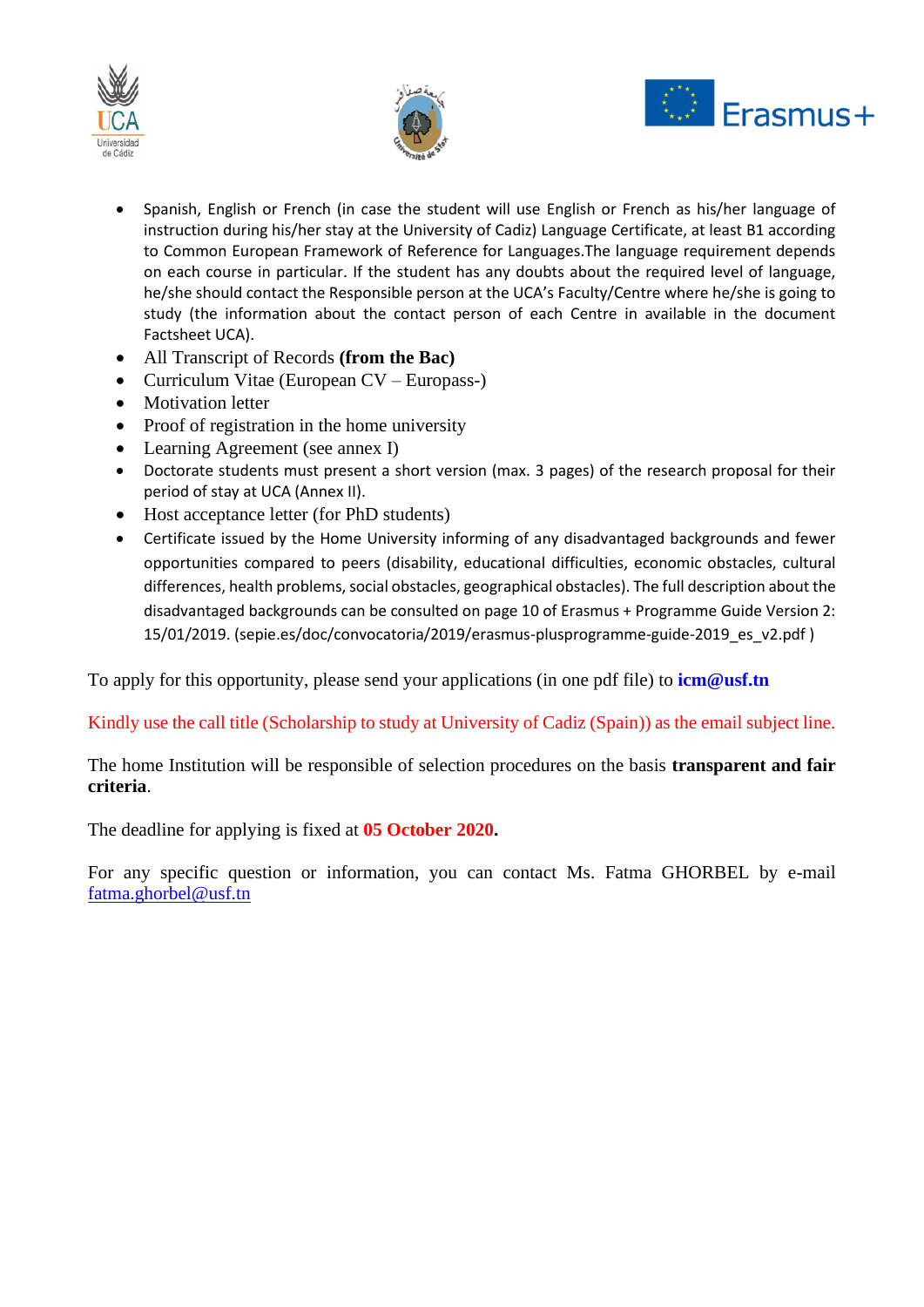- Spanish, English or French (in case the student will use English or French as his/her language of instruction during his/her stay at the University of Cadiz) Language Certificate, at least B1 according to Common European Framework of Reference for Languages.The language requirement depends on each course in particular. If the student has any doubts about the required level of language, he/she should contact the Responsible person at the UCA's Faculty/Centre where he/she is going to study (the information about the contact person of each Centre in available in the document Factsheet UCA).
- All Transcript of Records **(from the Bac)**
- Curriculum Vitae (European CV – Europass-)
- Motivation letter
- Proof of registration in the home university
- Learning Agreement (see annex I)
- Doctorate students must present a short version (max. 3 pages) of the research proposal for their period of stay at UCA (Annex II).
- Host acceptance letter (for PhD students)
- Certificate issued by the Home University informing of any disadvantaged backgrounds and fewer opportunities compared to peers (disability, educational difficulties, economic obstacles, cultural differences, health problems, social obstacles, geographical obstacles). The full description about the disadvantaged backgrounds can be consulted on page 10 of Erasmus + Programme Guide Version 2: 15/01/2019. (sepie.es/doc/convocatoria/2019/erasmus-plusprogramme-guide-2019_es_v2.pdf )

To apply for this opportunity, please send your applications (in one pdf file) to **icm@usf.tn**

Kindly use the call title (Scholarship to study at University of Cadiz (Spain)) as the email subject line.

The home Institution will be responsible of selection procedures on the basis **transparent and fair criteria**.

The deadline for applying is fixed at **05 October 2020.**

For any specific question or information, you can contact Ms. Fatma GHORBEL by e-mail fatma.ghorbel@usf.tn